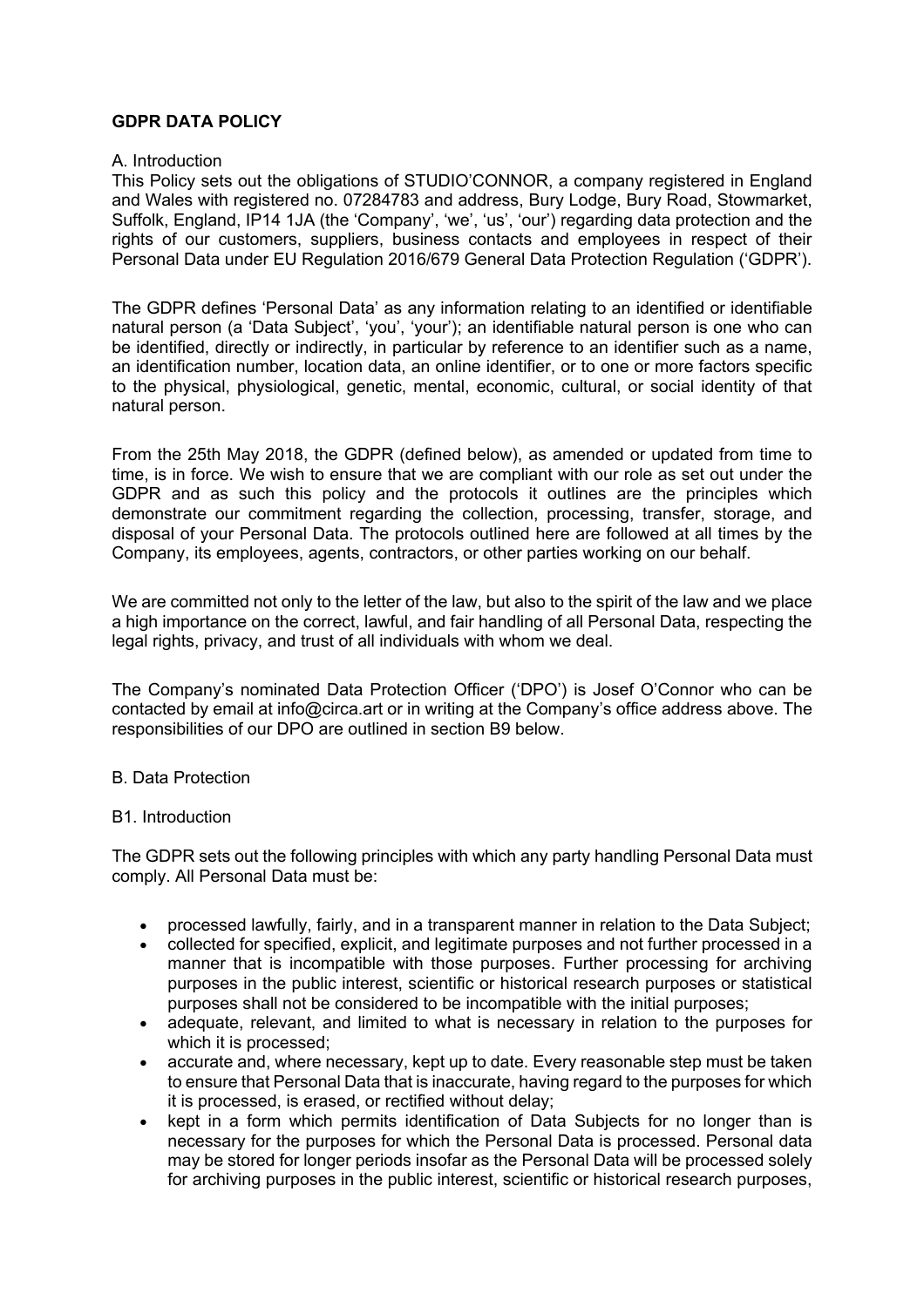# GDPR DATA POLICY

A. Introduction

This Policy sets out the obligations of STUDIO'CONNOR, a company registered in England and Wales with registered no. 07284783 and address, Bury Lodge, Bury Road, Stowmarket, Suffolk, England, IP14 1JA (the 'Company', 'we', 'us', 'our') regarding data protection and the rights of our customers, suppliers, business contacts and employees in respect of their Personal Data under EU Regulation 2016/679 General Data Protection Regulation ('GDPR').

The GDPR defines 'Personal Data' as any information relating to an identified or identifiable natural person (a 'Data Subject', 'you', 'your'); an identifiable natural person is one who can be identified, directly or indirectly, in particular by reference to an identifier such as a name, an identification number, location data, an online identifier, or to one or more factors specific to the physical, physiological, genetic, mental, economic, cultural, or social identity of that natural person.

From the 25th May 2018, the GDPR (defined below), as amended or updated from time to time, is in force. We wish to ensure that we are compliant with our role as set out under the GDPR and as such this policy and the protocols it outlines are the principles which demonstrate our commitment regarding the collection, processing, transfer, storage, and disposal of your Personal Data. The protocols outlined here are followed at all times by the Company, its employees, agents, contractors, or other parties working on our behalf.

We are committed not only to the letter of the law, but also to the spirit of the law and we place a high importance on the correct, lawful, and fair handling of all Personal Data, respecting the legal rights, privacy, and trust of all individuals with whom we deal.

The Company's nominated Data Protection Officer ('DPO') is Josef O'Connor who can be contacted by email at info@circa.art or in writing at the Company's office address above. The responsibilities of our DPO are outlined in section B9 below.

B. Data Protection

B1. Introduction

The GDPR sets out the following principles with which any party handling Personal Data must comply. All Personal Data must be:

- processed lawfully, fairly, and in a transparent manner in relation to the Data Subject;
- collected for specified, explicit, and legitimate purposes and not further processed in a manner that is incompatible with those purposes. Further processing for archiving purposes in the public interest, scientific or historical research purposes or statistical purposes shall not be considered to be incompatible with the initial purposes;
- adequate, relevant, and limited to what is necessary in relation to the purposes for which it is processed;
- accurate and, where necessary, kept up to date. Every reasonable step must be taken to ensure that Personal Data that is inaccurate, having regard to the purposes for which it is processed, is erased, or rectified without delay;
- kept in a form which permits identification of Data Subjects for no longer than is necessary for the purposes for which the Personal Data is processed. Personal data may be stored for longer periods insofar as the Personal Data will be processed solely for archiving purposes in the public interest, scientific or historical research purposes,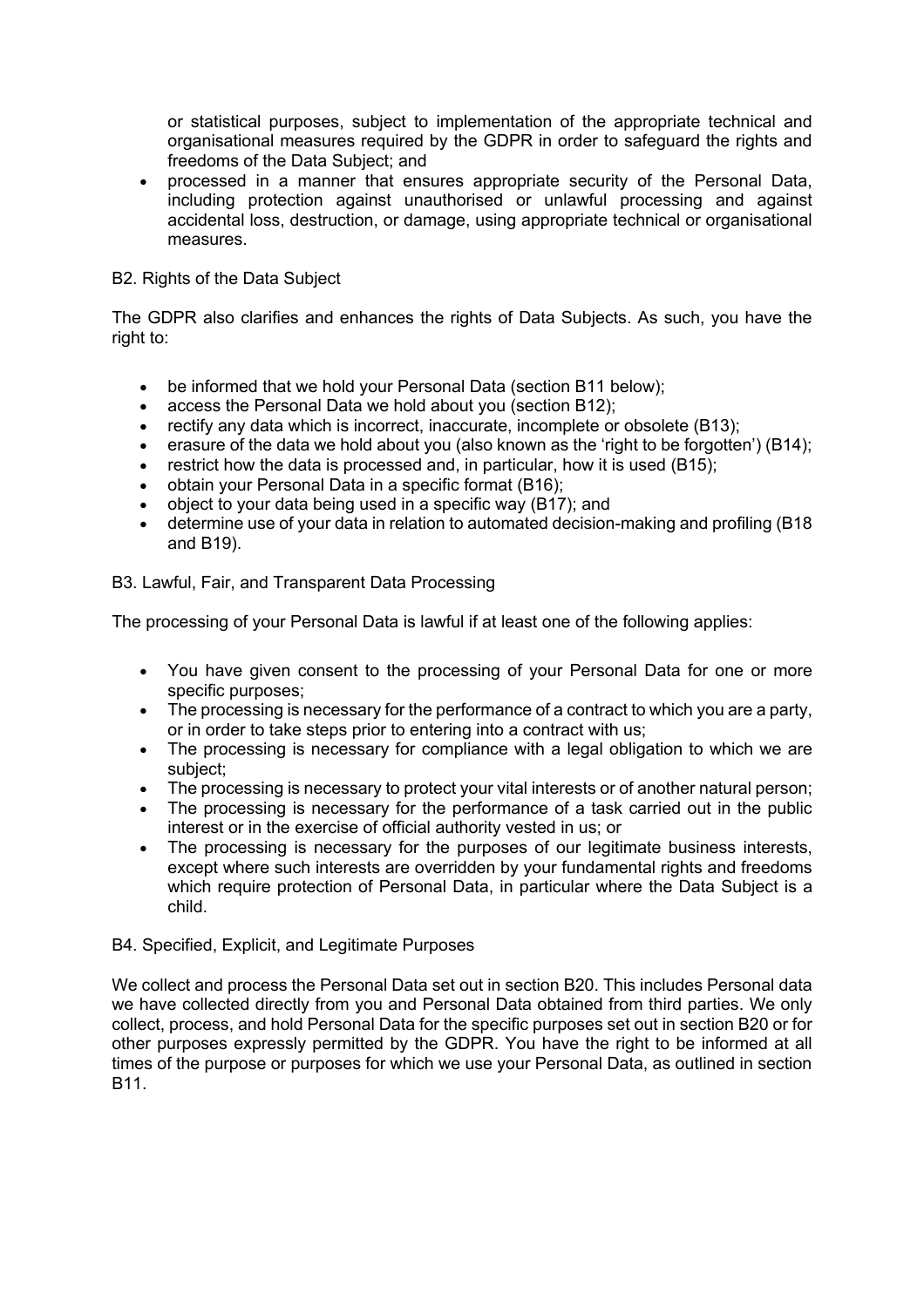or statistical purposes, subject to implementation of the appropriate technical and organisational measures required by the GDPR in order to safeguard the rights and freedoms of the Data Subject; and

- processed in a manner that ensures appropriate security of the Personal Data, including protection against unauthorised or unlawful processing and against accidental loss, destruction, or damage, using appropriate technical or organisational measures.

B2. Rights of the Data Subject

The GDPR also clarifies and enhances the rights of Data Subjects. As such, you have the right to:

- be informed that we hold your Personal Data (section B11 below);
- access the Personal Data we hold about you (section B12);
- rectify any data which is incorrect, inaccurate, incomplete or obsolete (B13);
- erasure of the data we hold about you (also known as the 'right to be forgotten') (B14);
- restrict how the data is processed and, in particular, how it is used (B15);
- obtain your Personal Data in a specific format (B16);
- object to your data being used in a specific way (B17); and
- determine use of your data in relation to automated decision-making and profiling (B18 and B19).

B3. Lawful, Fair, and Transparent Data Processing

The processing of your Personal Data is lawful if at least one of the following applies:

- You have given consent to the processing of your Personal Data for one or more specific purposes;
- The processing is necessary for the performance of a contract to which you are a party, or in order to take steps prior to entering into a contract with us;
- The processing is necessary for compliance with a legal obligation to which we are subject;
- The processing is necessary to protect your vital interests or of another natural person;
- The processing is necessary for the performance of a task carried out in the public interest or in the exercise of official authority vested in us; or
- The processing is necessary for the purposes of our legitimate business interests, except where such interests are overridden by your fundamental rights and freedoms which require protection of Personal Data, in particular where the Data Subject is a child.

B4. Specified, Explicit, and Legitimate Purposes

We collect and process the Personal Data set out in section B20. This includes Personal data we have collected directly from you and Personal Data obtained from third parties. We only collect, process, and hold Personal Data for the specific purposes set out in section B20 or for other purposes expressly permitted by the GDPR. You have the right to be informed at all times of the purpose or purposes for which we use your Personal Data, as outlined in section B11.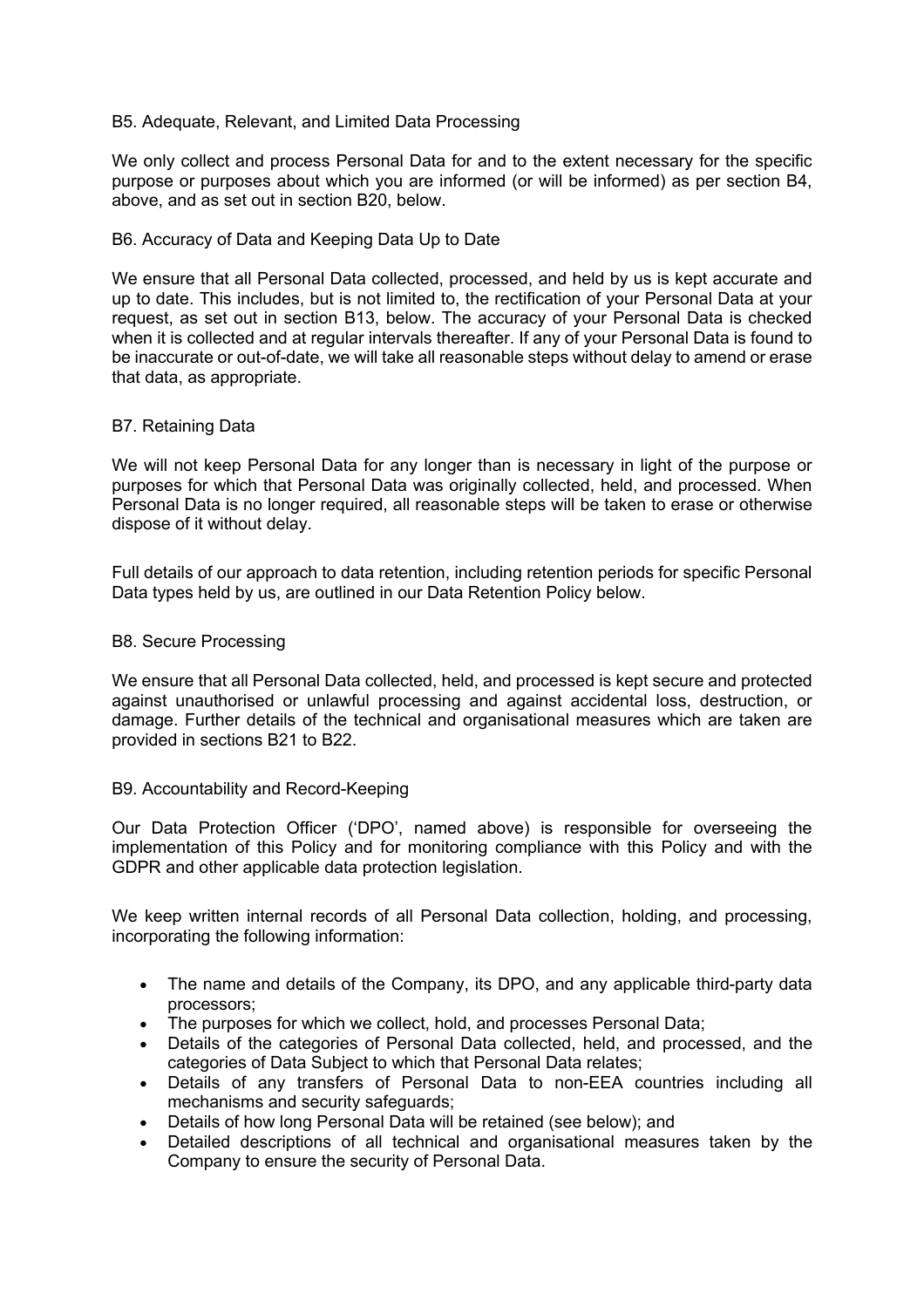### B5. Adequate, Relevant, and Limited Data Processing

We only collect and process Personal Data for and to the extent necessary for the specific purpose or purposes about which you are informed (or will be informed) as per section B4, above, and as set out in section B20, below.

### B6. Accuracy of Data and Keeping Data Up to Date

We ensure that all Personal Data collected, processed, and held by us is kept accurate and up to date. This includes, but is not limited to, the rectification of your Personal Data at your request, as set out in section B13, below. The accuracy of your Personal Data is checked when it is collected and at regular intervals thereafter. If any of your Personal Data is found to be inaccurate or out-of-date, we will take all reasonable steps without delay to amend or erase that data, as appropriate.

### B7. Retaining Data

We will not keep Personal Data for any longer than is necessary in light of the purpose or purposes for which that Personal Data was originally collected, held, and processed. When Personal Data is no longer required, all reasonable steps will be taken to erase or otherwise dispose of it without delay.

Full details of our approach to data retention, including retention periods for specific Personal Data types held by us, are outlined in our Data Retention Policy below.

### B8. Secure Processing

We ensure that all Personal Data collected, held, and processed is kept secure and protected against unauthorised or unlawful processing and against accidental loss, destruction, or damage. Further details of the technical and organisational measures which are taken are provided in sections B21 to B22.

### B9. Accountability and Record-Keeping

Our Data Protection Officer ('DPO', named above) is responsible for overseeing the implementation of this Policy and for monitoring compliance with this Policy and with the GDPR and other applicable data protection legislation.

We keep written internal records of all Personal Data collection, holding, and processing, incorporating the following information:

- The name and details of the Company, its DPO, and any applicable third-party data processors;
- The purposes for which we collect, hold, and processes Personal Data;
- Details of the categories of Personal Data collected, held, and processed, and the categories of Data Subject to which that Personal Data relates;
- Details of any transfers of Personal Data to non-EEA countries including all mechanisms and security safeguards;
- Details of how long Personal Data will be retained (see below); and
- Detailed descriptions of all technical and organisational measures taken by the Company to ensure the security of Personal Data.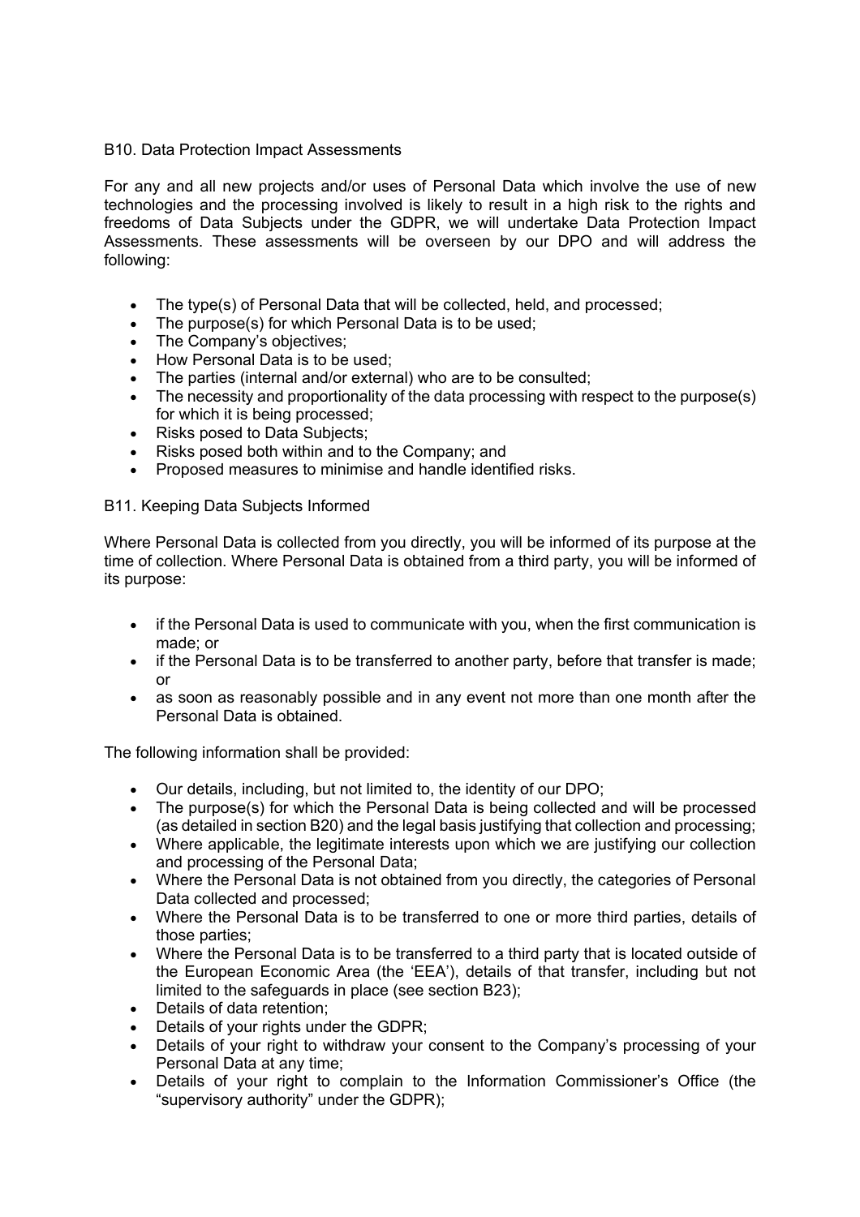### B10. Data Protection Impact Assessments

For any and all new projects and/or uses of Personal Data which involve the use of new technologies and the processing involved is likely to result in a high risk to the rights and freedoms of Data Subjects under the GDPR, we will undertake Data Protection Impact Assessments. These assessments will be overseen by our DPO and will address the following:

- The type(s) of Personal Data that will be collected, held, and processed;
- The purpose(s) for which Personal Data is to be used;
- The Company's objectives;
- How Personal Data is to be used;
- The parties (internal and/or external) who are to be consulted;
- The necessity and proportionality of the data processing with respect to the purpose(s) for which it is being processed;
- Risks posed to Data Subjects;
- Risks posed both within and to the Company; and
- Proposed measures to minimise and handle identified risks.

### B11. Keeping Data Subjects Informed

Where Personal Data is collected from you directly, you will be informed of its purpose at the time of collection. Where Personal Data is obtained from a third party, you will be informed of its purpose:

- if the Personal Data is used to communicate with you, when the first communication is made; or
- if the Personal Data is to be transferred to another party, before that transfer is made; or
- as soon as reasonably possible and in any event not more than one month after the Personal Data is obtained.

The following information shall be provided:

- Our details, including, but not limited to, the identity of our DPO;
- The purpose(s) for which the Personal Data is being collected and will be processed (as detailed in section B20) and the legal basis justifying that collection and processing;
- Where applicable, the legitimate interests upon which we are justifying our collection and processing of the Personal Data;
- Where the Personal Data is not obtained from you directly, the categories of Personal Data collected and processed;
- Where the Personal Data is to be transferred to one or more third parties, details of those parties;
- Where the Personal Data is to be transferred to a third party that is located outside of the European Economic Area (the 'EEA'), details of that transfer, including but not limited to the safeguards in place (see section B23);
- Details of data retention;
- Details of your rights under the GDPR;
- Details of your right to withdraw your consent to the Company's processing of your Personal Data at any time;
- Details of your right to complain to the Information Commissioner's Office (the "supervisory authority" under the GDPR);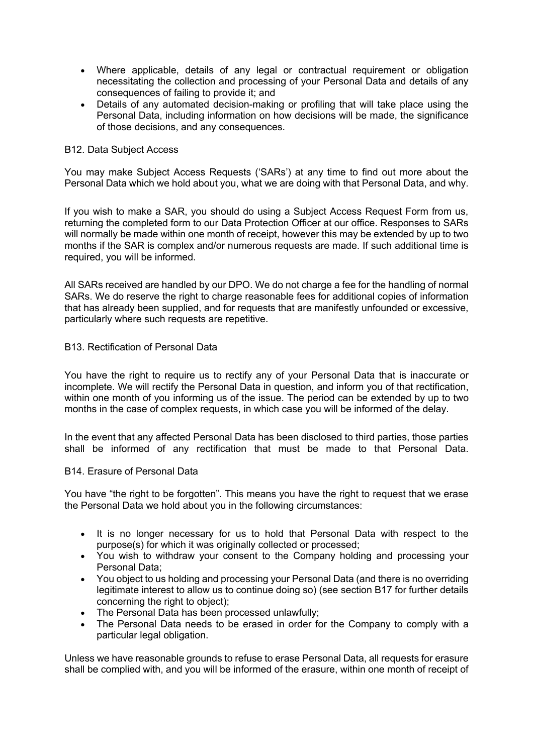- Where applicable, details of any legal or contractual requirement or obligation necessitating the collection and processing of your Personal Data and details of any consequences of failing to provide it; and
- Details of any automated decision-making or profiling that will take place using the Personal Data, including information on how decisions will be made, the significance of those decisions, and any consequences.

B12. Data Subject Access

You may make Subject Access Requests ('SARs') at any time to find out more about the Personal Data which we hold about you, what we are doing with that Personal Data, and why.

If you wish to make a SAR, you should do using a Subject Access Request Form from us, returning the completed form to our Data Protection Officer at our office. Responses to SARs will normally be made within one month of receipt, however this may be extended by up to two months if the SAR is complex and/or numerous requests are made. If such additional time is required, you will be informed.

All SARs received are handled by our DPO. We do not charge a fee for the handling of normal SARs. We do reserve the right to charge reasonable fees for additional copies of information that has already been supplied, and for requests that are manifestly unfounded or excessive, particularly where such requests are repetitive.

B13. Rectification of Personal Data

You have the right to require us to rectify any of your Personal Data that is inaccurate or incomplete. We will rectify the Personal Data in question, and inform you of that rectification, within one month of you informing us of the issue. The period can be extended by up to two months in the case of complex requests, in which case you will be informed of the delay.

In the event that any affected Personal Data has been disclosed to third parties, those parties shall be informed of any rectification that must be made to that Personal Data.

B14. Erasure of Personal Data

You have "the right to be forgotten". This means you have the right to request that we erase the Personal Data we hold about you in the following circumstances:

- It is no longer necessary for us to hold that Personal Data with respect to the purpose(s) for which it was originally collected or processed;
- You wish to withdraw your consent to the Company holding and processing your Personal Data;
- You object to us holding and processing your Personal Data (and there is no overriding legitimate interest to allow us to continue doing so) (see section B17 for further details concerning the right to object);
- The Personal Data has been processed unlawfully;
- The Personal Data needs to be erased in order for the Company to comply with a particular legal obligation.

Unless we have reasonable grounds to refuse to erase Personal Data, all requests for erasure shall be complied with, and you will be informed of the erasure, within one month of receipt of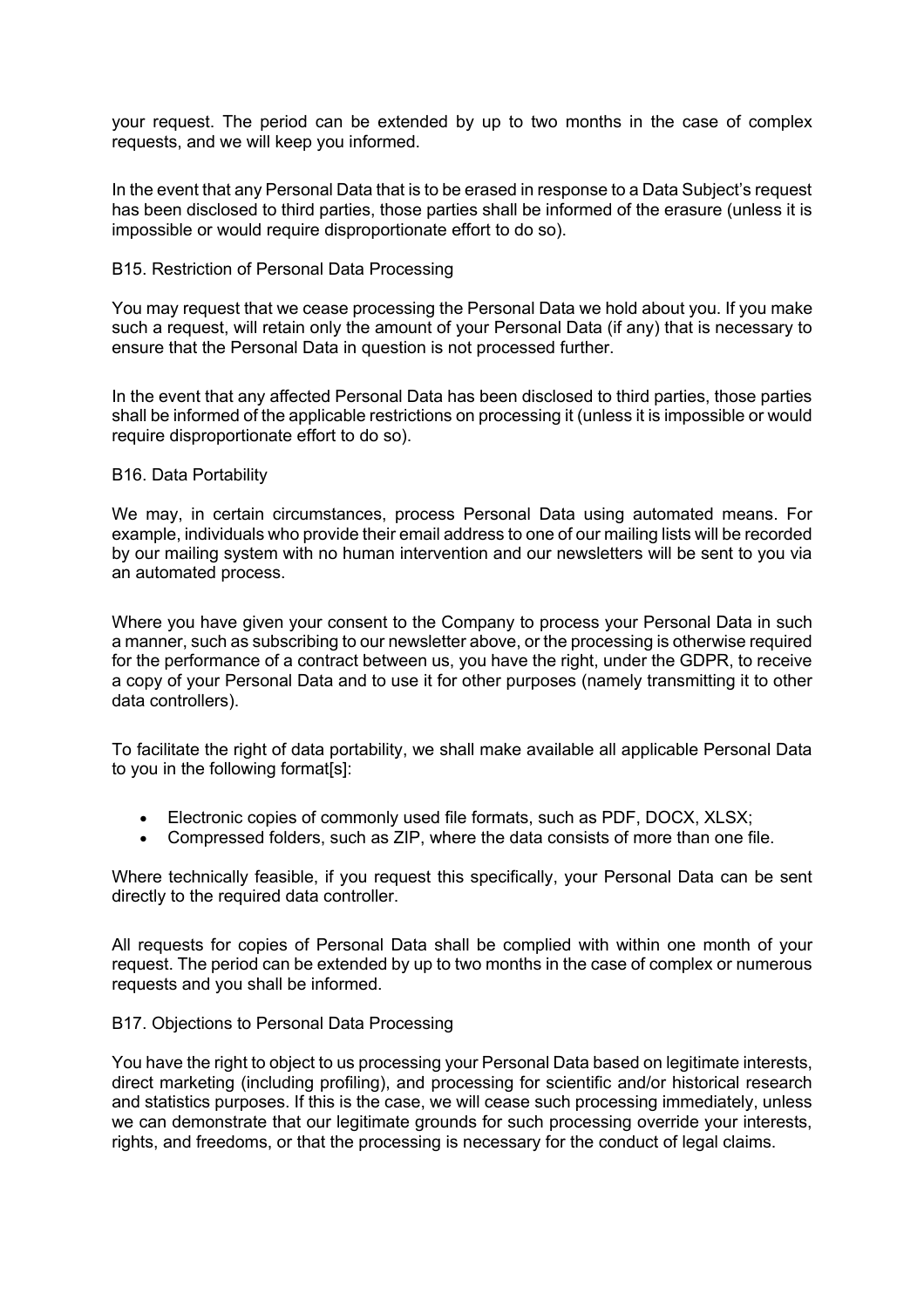your request. The period can be extended by up to two months in the case of complex requests, and we will keep you informed.

In the event that any Personal Data that is to be erased in response to a Data Subject's request has been disclosed to third parties, those parties shall be informed of the erasure (unless it is impossible or would require disproportionate effort to do so).

### B15. Restriction of Personal Data Processing

You may request that we cease processing the Personal Data we hold about you. If you make such a request, will retain only the amount of your Personal Data (if any) that is necessary to ensure that the Personal Data in question is not processed further.

In the event that any affected Personal Data has been disclosed to third parties, those parties shall be informed of the applicable restrictions on processing it (unless it is impossible or would require disproportionate effort to do so).

### B16. Data Portability

We may, in certain circumstances, process Personal Data using automated means. For example, individuals who provide their email address to one of our mailing lists will be recorded by our mailing system with no human intervention and our newsletters will be sent to you via an automated process.

Where you have given your consent to the Company to process your Personal Data in such a manner, such as subscribing to our newsletter above, or the processing is otherwise required for the performance of a contract between us, you have the right, under the GDPR, to receive a copy of your Personal Data and to use it for other purposes (namely transmitting it to other data controllers).

To facilitate the right of data portability, we shall make available all applicable Personal Data to you in the following format[s]:

- Electronic copies of commonly used file formats, such as PDF, DOCX, XLSX;
- Compressed folders, such as ZIP, where the data consists of more than one file.

Where technically feasible, if you request this specifically, your Personal Data can be sent directly to the required data controller.

All requests for copies of Personal Data shall be complied with within one month of your request. The period can be extended by up to two months in the case of complex or numerous requests and you shall be informed.

### B17. Objections to Personal Data Processing

You have the right to object to us processing your Personal Data based on legitimate interests, direct marketing (including profiling), and processing for scientific and/or historical research and statistics purposes. If this is the case, we will cease such processing immediately, unless we can demonstrate that our legitimate grounds for such processing override your interests, rights, and freedoms, or that the processing is necessary for the conduct of legal claims.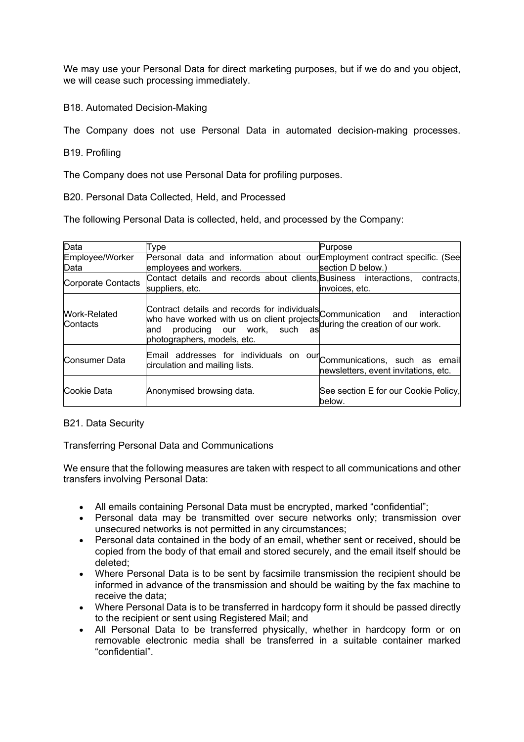We may use your Personal Data for direct marketing purposes, but if we do and you object, we will cease such processing immediately.

B18. Automated Decision-Making

The Company does not use Personal Data in automated decision-making processes.

B19. Profiling

The Company does not use Personal Data for profiling purposes.

B20. Personal Data Collected, Held, and Processed

The following Personal Data is collected, held, and processed by the Company:

| Data | Type | Purpose |
|---|---|---|
| Employee/Worker Data | Personal data and information about our employees and workers. | Employment contract specific. (See section D below.) |
| Corporate Contacts | Contact details and records about clients, suppliers, etc. | Business interactions, contracts, invoices, etc. |
| Work-Related Contacts | Contract details and records for individuals who have worked with us on client projects and producing our work, such as photographers, models, etc. | Communication and interaction during the creation of our work. |
| Consumer Data | Email addresses for individuals on our circulation and mailing lists. | Communications, such as email newsletters, event invitations, etc. |
| Cookie Data | Anonymised browsing data. | See section E for our Cookie Policy, below. |

B21. Data Security

Transferring Personal Data and Communications

We ensure that the following measures are taken with respect to all communications and other transfers involving Personal Data:

- All emails containing Personal Data must be encrypted, marked "confidential";
- Personal data may be transmitted over secure networks only; transmission over unsecured networks is not permitted in any circumstances;
- Personal data contained in the body of an email, whether sent or received, should be copied from the body of that email and stored securely, and the email itself should be deleted;
- Where Personal Data is to be sent by facsimile transmission the recipient should be informed in advance of the transmission and should be waiting by the fax machine to receive the data;
- Where Personal Data is to be transferred in hardcopy form it should be passed directly to the recipient or sent using Registered Mail; and
- All Personal Data to be transferred physically, whether in hardcopy form or on removable electronic media shall be transferred in a suitable container marked "confidential".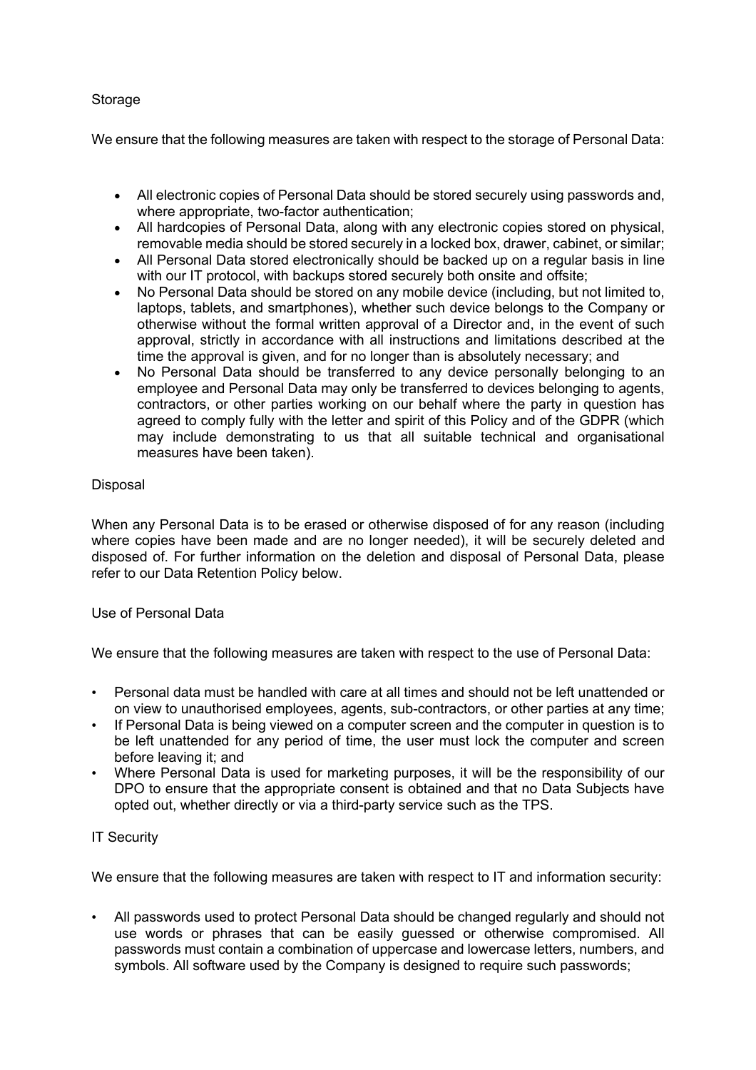## Storage

We ensure that the following measures are taken with respect to the storage of Personal Data:

- All electronic copies of Personal Data should be stored securely using passwords and, where appropriate, two-factor authentication;
- All hardcopies of Personal Data, along with any electronic copies stored on physical, removable media should be stored securely in a locked box, drawer, cabinet, or similar;
- All Personal Data stored electronically should be backed up on a regular basis in line with our IT protocol, with backups stored securely both onsite and offsite;
- No Personal Data should be stored on any mobile device (including, but not limited to, laptops, tablets, and smartphones), whether such device belongs to the Company or otherwise without the formal written approval of a Director and, in the event of such approval, strictly in accordance with all instructions and limitations described at the time the approval is given, and for no longer than is absolutely necessary; and
- No Personal Data should be transferred to any device personally belonging to an employee and Personal Data may only be transferred to devices belonging to agents, contractors, or other parties working on our behalf where the party in question has agreed to comply fully with the letter and spirit of this Policy and of the GDPR (which may include demonstrating to us that all suitable technical and organisational measures have been taken).

## Disposal

When any Personal Data is to be erased or otherwise disposed of for any reason (including where copies have been made and are no longer needed), it will be securely deleted and disposed of. For further information on the deletion and disposal of Personal Data, please refer to our Data Retention Policy below.

## Use of Personal Data

We ensure that the following measures are taken with respect to the use of Personal Data:

- Personal data must be handled with care at all times and should not be left unattended or on view to unauthorised employees, agents, sub-contractors, or other parties at any time;
- If Personal Data is being viewed on a computer screen and the computer in question is to be left unattended for any period of time, the user must lock the computer and screen before leaving it; and
- Where Personal Data is used for marketing purposes, it will be the responsibility of our DPO to ensure that the appropriate consent is obtained and that no Data Subjects have opted out, whether directly or via a third-party service such as the TPS.

## IT Security

We ensure that the following measures are taken with respect to IT and information security:

- All passwords used to protect Personal Data should be changed regularly and should not use words or phrases that can be easily guessed or otherwise compromised. All passwords must contain a combination of uppercase and lowercase letters, numbers, and symbols. All software used by the Company is designed to require such passwords;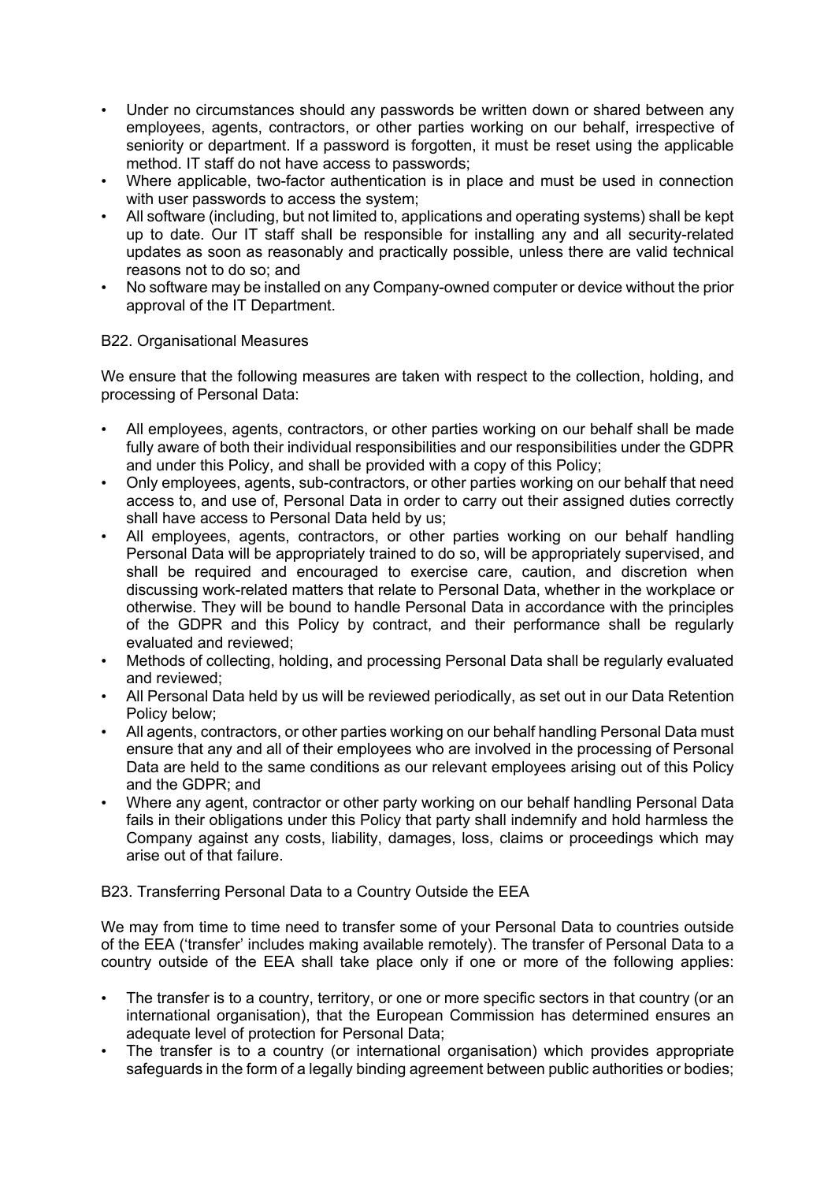- Under no circumstances should any passwords be written down or shared between any employees, agents, contractors, or other parties working on our behalf, irrespective of seniority or department. If a password is forgotten, it must be reset using the applicable method. IT staff do not have access to passwords;
- Where applicable, two-factor authentication is in place and must be used in connection with user passwords to access the system;
- All software (including, but not limited to, applications and operating systems) shall be kept up to date. Our IT staff shall be responsible for installing any and all security-related updates as soon as reasonably and practically possible, unless there are valid technical reasons not to do so; and
- No software may be installed on any Company-owned computer or device without the prior approval of the IT Department.

B22. Organisational Measures

We ensure that the following measures are taken with respect to the collection, holding, and processing of Personal Data:

- All employees, agents, contractors, or other parties working on our behalf shall be made fully aware of both their individual responsibilities and our responsibilities under the GDPR and under this Policy, and shall be provided with a copy of this Policy;
- Only employees, agents, sub-contractors, or other parties working on our behalf that need access to, and use of, Personal Data in order to carry out their assigned duties correctly shall have access to Personal Data held by us;
- All employees, agents, contractors, or other parties working on our behalf handling Personal Data will be appropriately trained to do so, will be appropriately supervised, and shall be required and encouraged to exercise care, caution, and discretion when discussing work-related matters that relate to Personal Data, whether in the workplace or otherwise. They will be bound to handle Personal Data in accordance with the principles of the GDPR and this Policy by contract, and their performance shall be regularly evaluated and reviewed;
- Methods of collecting, holding, and processing Personal Data shall be regularly evaluated and reviewed;
- All Personal Data held by us will be reviewed periodically, as set out in our Data Retention Policy below;
- All agents, contractors, or other parties working on our behalf handling Personal Data must ensure that any and all of their employees who are involved in the processing of Personal Data are held to the same conditions as our relevant employees arising out of this Policy and the GDPR; and
- Where any agent, contractor or other party working on our behalf handling Personal Data fails in their obligations under this Policy that party shall indemnify and hold harmless the Company against any costs, liability, damages, loss, claims or proceedings which may arise out of that failure.

B23. Transferring Personal Data to a Country Outside the EEA

We may from time to time need to transfer some of your Personal Data to countries outside of the EEA ('transfer' includes making available remotely). The transfer of Personal Data to a country outside of the EEA shall take place only if one or more of the following applies:

- The transfer is to a country, territory, or one or more specific sectors in that country (or an international organisation), that the European Commission has determined ensures an adequate level of protection for Personal Data;
- The transfer is to a country (or international organisation) which provides appropriate safeguards in the form of a legally binding agreement between public authorities or bodies;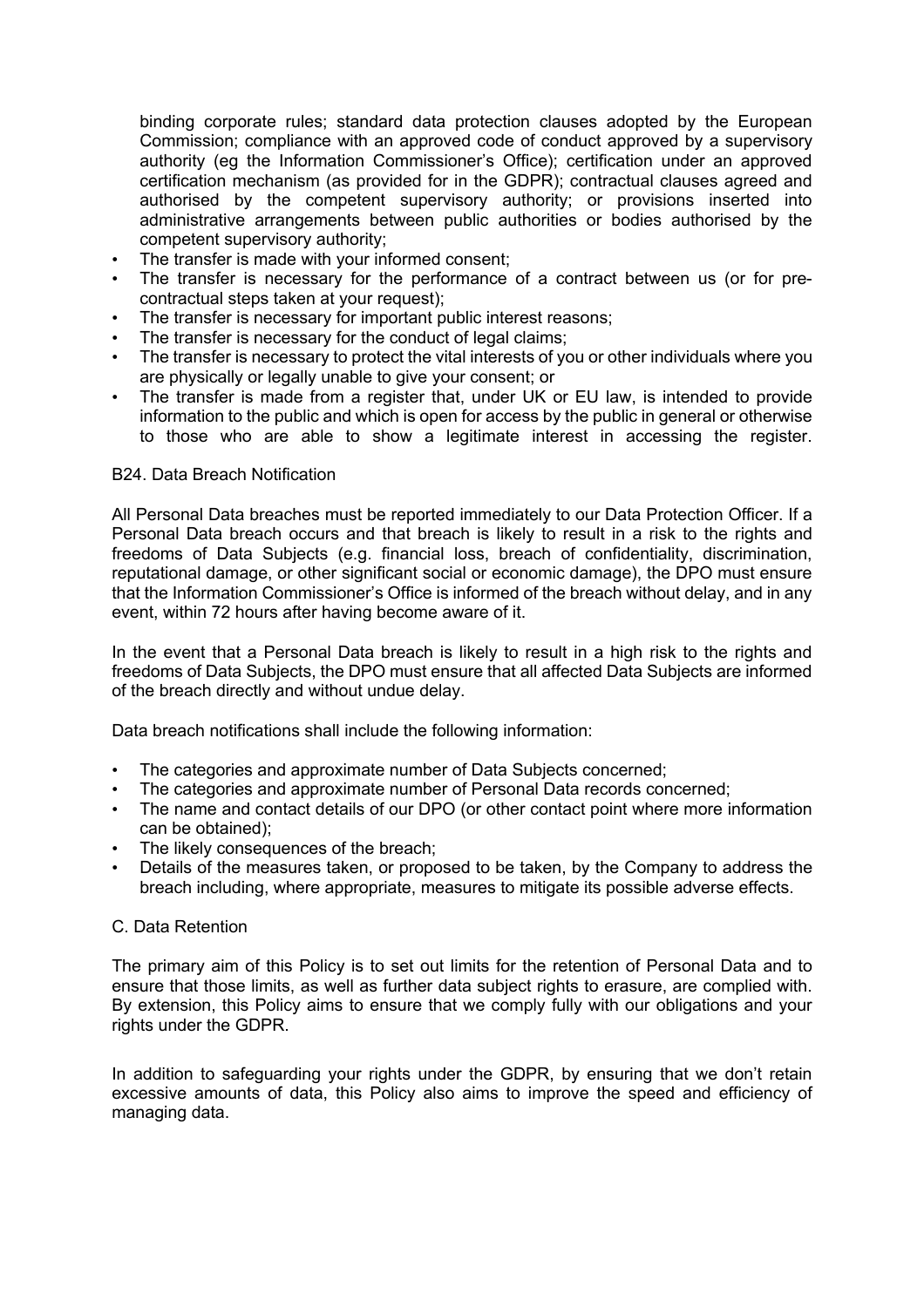binding corporate rules; standard data protection clauses adopted by the European Commission; compliance with an approved code of conduct approved by a supervisory authority (eg the Information Commissioner's Office); certification under an approved certification mechanism (as provided for in the GDPR); contractual clauses agreed and authorised by the competent supervisory authority; or provisions inserted into administrative arrangements between public authorities or bodies authorised by the competent supervisory authority;
- The transfer is made with your informed consent;
- The transfer is necessary for the performance of a contract between us (or for pre-contractual steps taken at your request);
- The transfer is necessary for important public interest reasons;
- The transfer is necessary for the conduct of legal claims;
- The transfer is necessary to protect the vital interests of you or other individuals where you are physically or legally unable to give your consent; or
- The transfer is made from a register that, under UK or EU law, is intended to provide information to the public and which is open for access by the public in general or otherwise to those who are able to show a legitimate interest in accessing the register.

### B24. Data Breach Notification

All Personal Data breaches must be reported immediately to our Data Protection Officer. If a Personal Data breach occurs and that breach is likely to result in a risk to the rights and freedoms of Data Subjects (e.g. financial loss, breach of confidentiality, discrimination, reputational damage, or other significant social or economic damage), the DPO must ensure that the Information Commissioner's Office is informed of the breach without delay, and in any event, within 72 hours after having become aware of it.

In the event that a Personal Data breach is likely to result in a high risk to the rights and freedoms of Data Subjects, the DPO must ensure that all affected Data Subjects are informed of the breach directly and without undue delay.

Data breach notifications shall include the following information:

- The categories and approximate number of Data Subjects concerned;
- The categories and approximate number of Personal Data records concerned;
- The name and contact details of our DPO (or other contact point where more information can be obtained);
- The likely consequences of the breach;
- Details of the measures taken, or proposed to be taken, by the Company to address the breach including, where appropriate, measures to mitigate its possible adverse effects.

## C. Data Retention

The primary aim of this Policy is to set out limits for the retention of Personal Data and to ensure that those limits, as well as further data subject rights to erasure, are complied with. By extension, this Policy aims to ensure that we comply fully with our obligations and your rights under the GDPR.

In addition to safeguarding your rights under the GDPR, by ensuring that we don't retain excessive amounts of data, this Policy also aims to improve the speed and efficiency of managing data.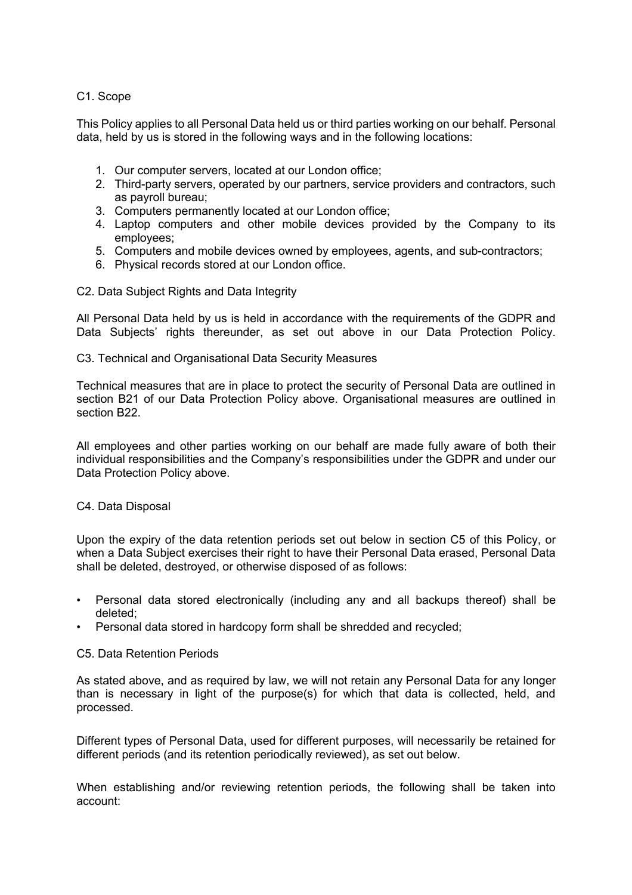## C1. Scope

This Policy applies to all Personal Data held us or third parties working on our behalf. Personal data, held by us is stored in the following ways and in the following locations:

1. Our computer servers, located at our London office;
2. Third-party servers, operated by our partners, service providers and contractors, such as payroll bureau;
3. Computers permanently located at our London office;
4. Laptop computers and other mobile devices provided by the Company to its employees;
5. Computers and mobile devices owned by employees, agents, and sub-contractors;
6. Physical records stored at our London office.

## C2. Data Subject Rights and Data Integrity

All Personal Data held by us is held in accordance with the requirements of the GDPR and Data Subjects' rights thereunder, as set out above in our Data Protection Policy.

## C3. Technical and Organisational Data Security Measures

Technical measures that are in place to protect the security of Personal Data are outlined in section B21 of our Data Protection Policy above. Organisational measures are outlined in section B22.

All employees and other parties working on our behalf are made fully aware of both their individual responsibilities and the Company's responsibilities under the GDPR and under our Data Protection Policy above.

## C4. Data Disposal

Upon the expiry of the data retention periods set out below in section C5 of this Policy, or when a Data Subject exercises their right to have their Personal Data erased, Personal Data shall be deleted, destroyed, or otherwise disposed of as follows:

- Personal data stored electronically (including any and all backups thereof) shall be deleted;
- Personal data stored in hardcopy form shall be shredded and recycled;

## C5. Data Retention Periods

As stated above, and as required by law, we will not retain any Personal Data for any longer than is necessary in light of the purpose(s) for which that data is collected, held, and processed.

Different types of Personal Data, used for different purposes, will necessarily be retained for different periods (and its retention periodically reviewed), as set out below.

When establishing and/or reviewing retention periods, the following shall be taken into account: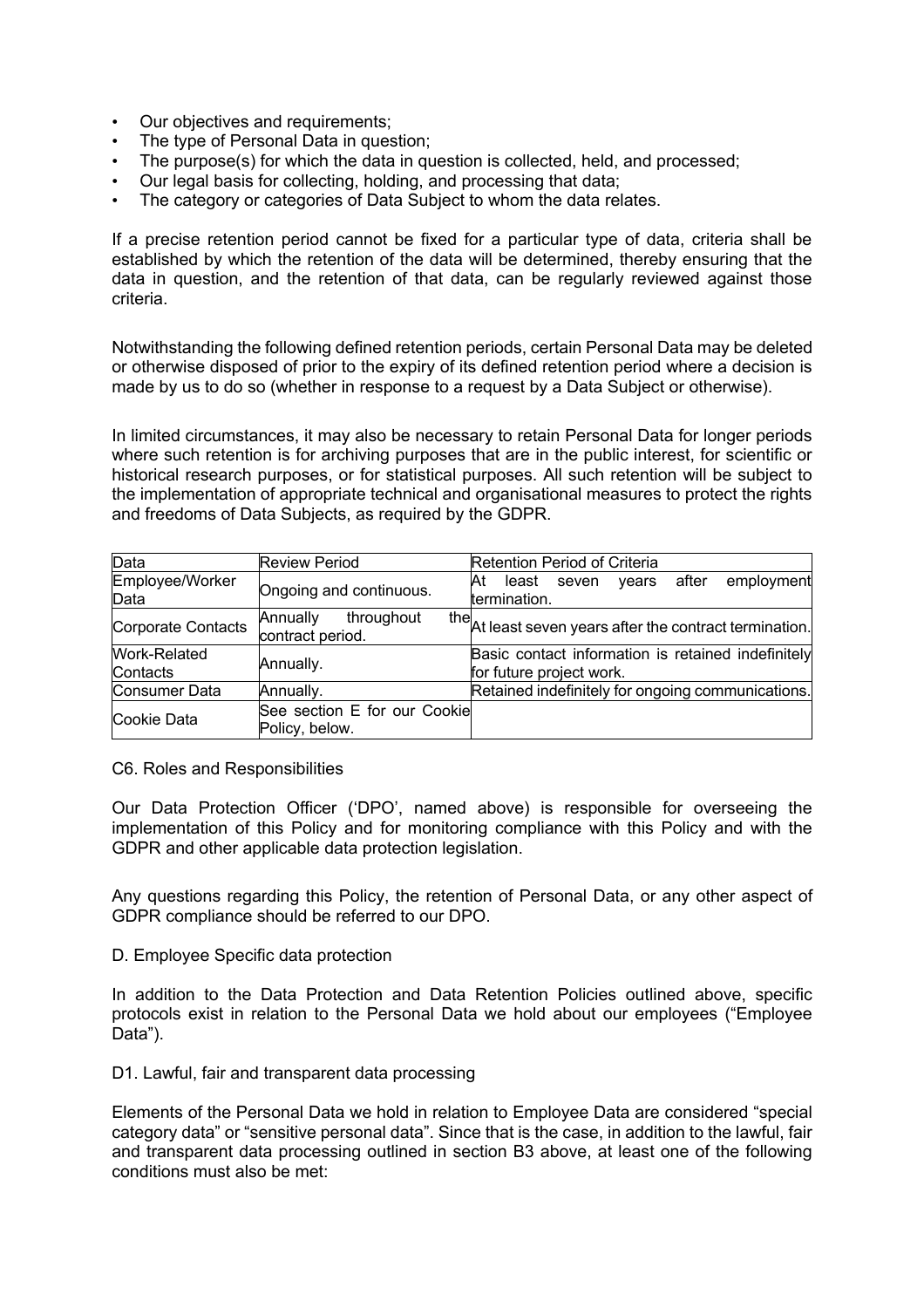- Our objectives and requirements;
- The type of Personal Data in question;
- The purpose(s) for which the data in question is collected, held, and processed;
- Our legal basis for collecting, holding, and processing that data;
- The category or categories of Data Subject to whom the data relates.

If a precise retention period cannot be fixed for a particular type of data, criteria shall be established by which the retention of the data will be determined, thereby ensuring that the data in question, and the retention of that data, can be regularly reviewed against those criteria.

Notwithstanding the following defined retention periods, certain Personal Data may be deleted or otherwise disposed of prior to the expiry of its defined retention period where a decision is made by us to do so (whether in response to a request by a Data Subject or otherwise).

In limited circumstances, it may also be necessary to retain Personal Data for longer periods where such retention is for archiving purposes that are in the public interest, for scientific or historical research purposes, or for statistical purposes. All such retention will be subject to the implementation of appropriate technical and organisational measures to protect the rights and freedoms of Data Subjects, as required by the GDPR.

| Data | Review Period | Retention Period of Criteria |
|---|---|---|
| Employee/Worker Data | Ongoing and continuous. | At least seven years after employment termination. |
| Corporate Contacts | Annually throughout the contract period. | At least seven years after the contract termination. |
| Work-Related Contacts | Annually. | Basic contact information is retained indefinitely for future project work. |
| Consumer Data | Annually. | Retained indefinitely for ongoing communications. |
| Cookie Data | See section E for our Cookie Policy, below. | |

C6. Roles and Responsibilities

Our Data Protection Officer ('DPO', named above) is responsible for overseeing the implementation of this Policy and for monitoring compliance with this Policy and with the GDPR and other applicable data protection legislation.

Any questions regarding this Policy, the retention of Personal Data, or any other aspect of GDPR compliance should be referred to our DPO.

D. Employee Specific data protection

In addition to the Data Protection and Data Retention Policies outlined above, specific protocols exist in relation to the Personal Data we hold about our employees ("Employee Data").

D1. Lawful, fair and transparent data processing

Elements of the Personal Data we hold in relation to Employee Data are considered "special category data" or "sensitive personal data". Since that is the case, in addition to the lawful, fair and transparent data processing outlined in section B3 above, at least one of the following conditions must also be met: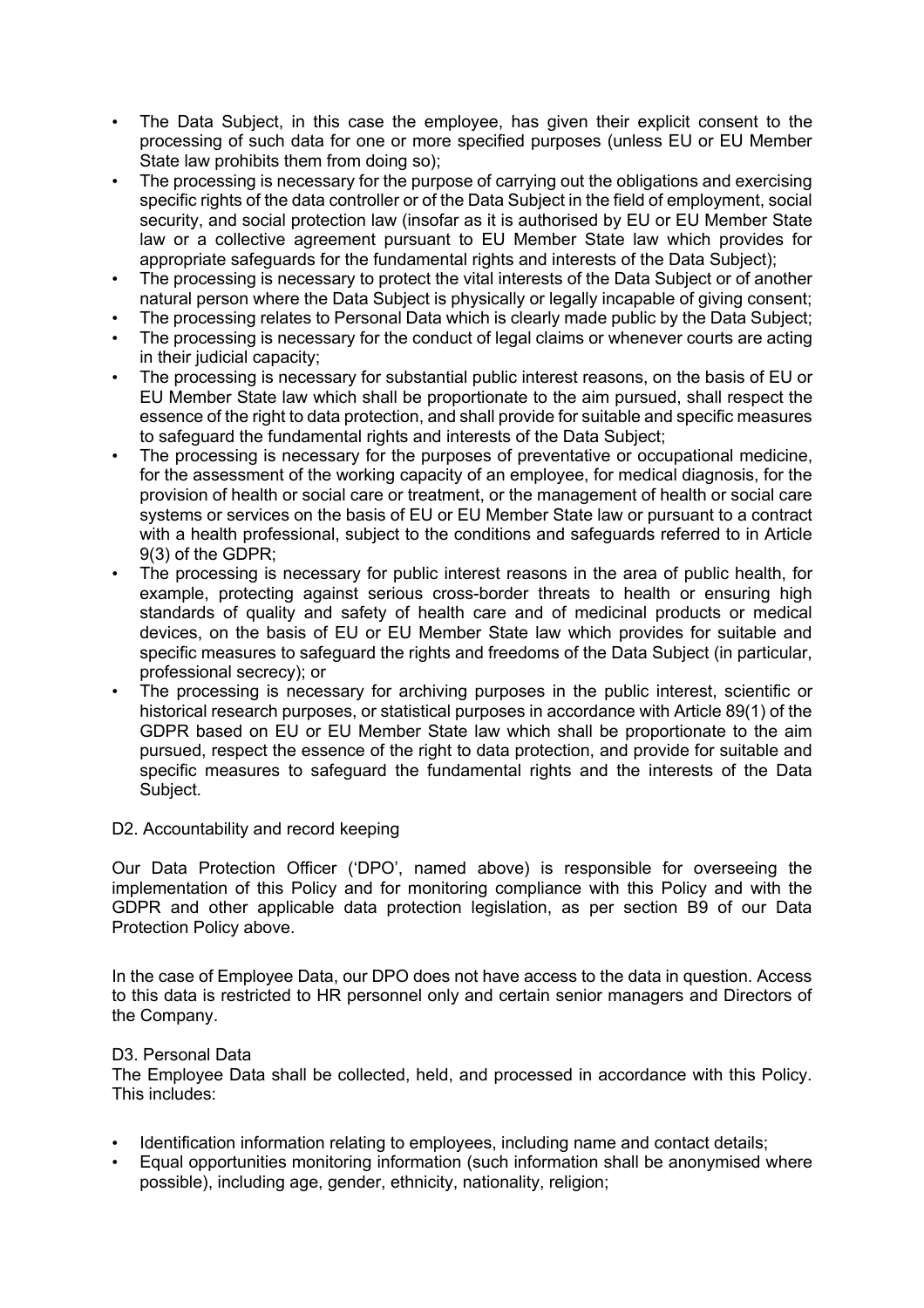- The Data Subject, in this case the employee, has given their explicit consent to the processing of such data for one or more specified purposes (unless EU or EU Member State law prohibits them from doing so);
- The processing is necessary for the purpose of carrying out the obligations and exercising specific rights of the data controller or of the Data Subject in the field of employment, social security, and social protection law (insofar as it is authorised by EU or EU Member State law or a collective agreement pursuant to EU Member State law which provides for appropriate safeguards for the fundamental rights and interests of the Data Subject);
- The processing is necessary to protect the vital interests of the Data Subject or of another natural person where the Data Subject is physically or legally incapable of giving consent;
- The processing relates to Personal Data which is clearly made public by the Data Subject;
- The processing is necessary for the conduct of legal claims or whenever courts are acting in their judicial capacity;
- The processing is necessary for substantial public interest reasons, on the basis of EU or EU Member State law which shall be proportionate to the aim pursued, shall respect the essence of the right to data protection, and shall provide for suitable and specific measures to safeguard the fundamental rights and interests of the Data Subject;
- The processing is necessary for the purposes of preventative or occupational medicine, for the assessment of the working capacity of an employee, for medical diagnosis, for the provision of health or social care or treatment, or the management of health or social care systems or services on the basis of EU or EU Member State law or pursuant to a contract with a health professional, subject to the conditions and safeguards referred to in Article 9(3) of the GDPR;
- The processing is necessary for public interest reasons in the area of public health, for example, protecting against serious cross-border threats to health or ensuring high standards of quality and safety of health care and of medicinal products or medical devices, on the basis of EU or EU Member State law which provides for suitable and specific measures to safeguard the rights and freedoms of the Data Subject (in particular, professional secrecy); or
- The processing is necessary for archiving purposes in the public interest, scientific or historical research purposes, or statistical purposes in accordance with Article 89(1) of the GDPR based on EU or EU Member State law which shall be proportionate to the aim pursued, respect the essence of the right to data protection, and provide for suitable and specific measures to safeguard the fundamental rights and the interests of the Data Subject.

## D2. Accountability and record keeping

Our Data Protection Officer ('DPO', named above) is responsible for overseeing the implementation of this Policy and for monitoring compliance with this Policy and with the GDPR and other applicable data protection legislation, as per section B9 of our Data Protection Policy above.

In the case of Employee Data, our DPO does not have access to the data in question. Access to this data is restricted to HR personnel only and certain senior managers and Directors of the Company.

## D3. Personal Data

The Employee Data shall be collected, held, and processed in accordance with this Policy. This includes:

- Identification information relating to employees, including name and contact details;
- Equal opportunities monitoring information (such information shall be anonymised where possible), including age, gender, ethnicity, nationality, religion;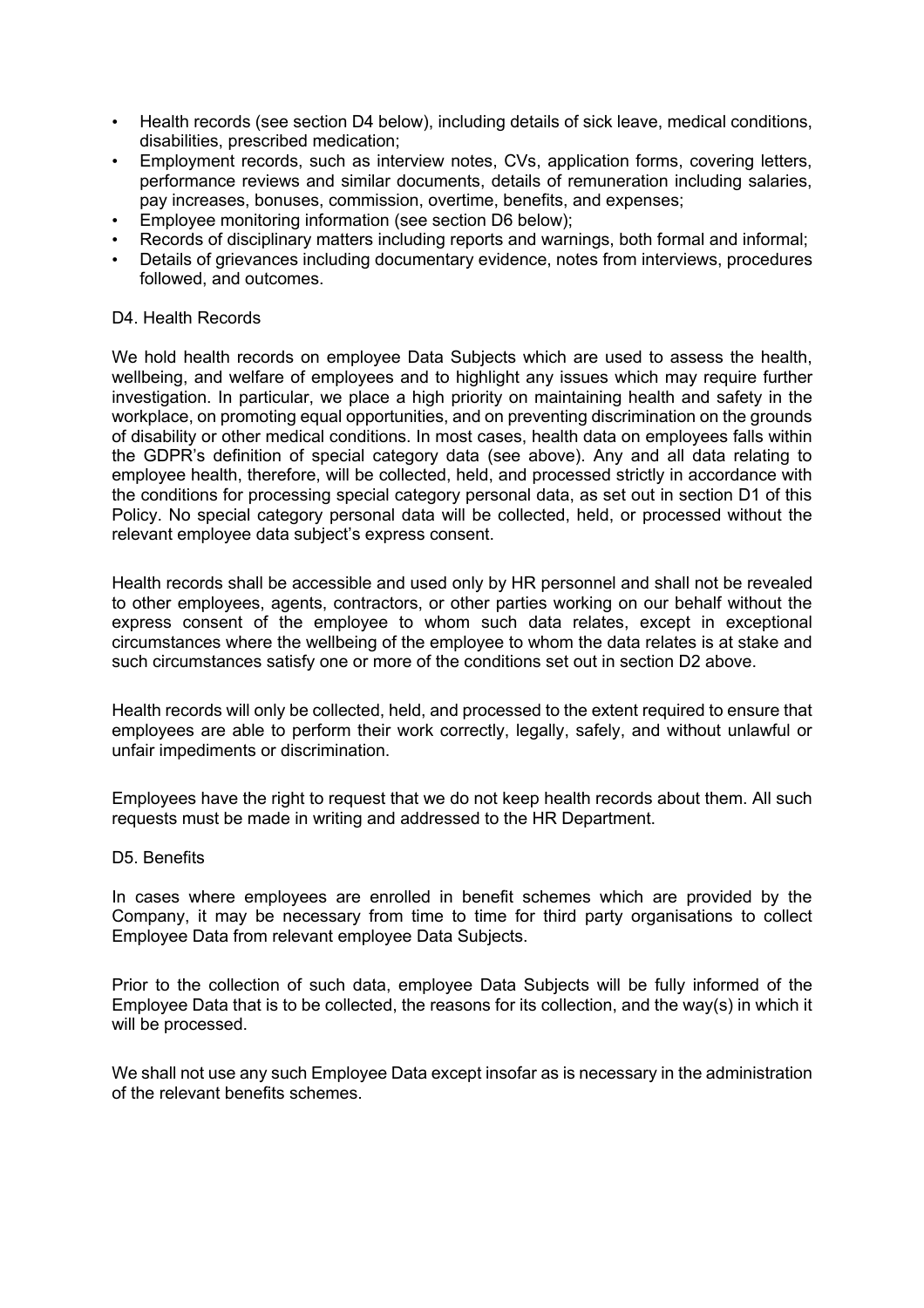- Health records (see section D4 below), including details of sick leave, medical conditions, disabilities, prescribed medication;
- Employment records, such as interview notes, CVs, application forms, covering letters, performance reviews and similar documents, details of remuneration including salaries, pay increases, bonuses, commission, overtime, benefits, and expenses;
- Employee monitoring information (see section D6 below);
- Records of disciplinary matters including reports and warnings, both formal and informal;
- Details of grievances including documentary evidence, notes from interviews, procedures followed, and outcomes.

### D4. Health Records

We hold health records on employee Data Subjects which are used to assess the health, wellbeing, and welfare of employees and to highlight any issues which may require further investigation. In particular, we place a high priority on maintaining health and safety in the workplace, on promoting equal opportunities, and on preventing discrimination on the grounds of disability or other medical conditions. In most cases, health data on employees falls within the GDPR's definition of special category data (see above). Any and all data relating to employee health, therefore, will be collected, held, and processed strictly in accordance with the conditions for processing special category personal data, as set out in section D1 of this Policy. No special category personal data will be collected, held, or processed without the relevant employee data subject's express consent.

Health records shall be accessible and used only by HR personnel and shall not be revealed to other employees, agents, contractors, or other parties working on our behalf without the express consent of the employee to whom such data relates, except in exceptional circumstances where the wellbeing of the employee to whom the data relates is at stake and such circumstances satisfy one or more of the conditions set out in section D2 above.

Health records will only be collected, held, and processed to the extent required to ensure that employees are able to perform their work correctly, legally, safely, and without unlawful or unfair impediments or discrimination.

Employees have the right to request that we do not keep health records about them. All such requests must be made in writing and addressed to the HR Department.

### D5. Benefits

In cases where employees are enrolled in benefit schemes which are provided by the Company, it may be necessary from time to time for third party organisations to collect Employee Data from relevant employee Data Subjects.

Prior to the collection of such data, employee Data Subjects will be fully informed of the Employee Data that is to be collected, the reasons for its collection, and the way(s) in which it will be processed.

We shall not use any such Employee Data except insofar as is necessary in the administration of the relevant benefits schemes.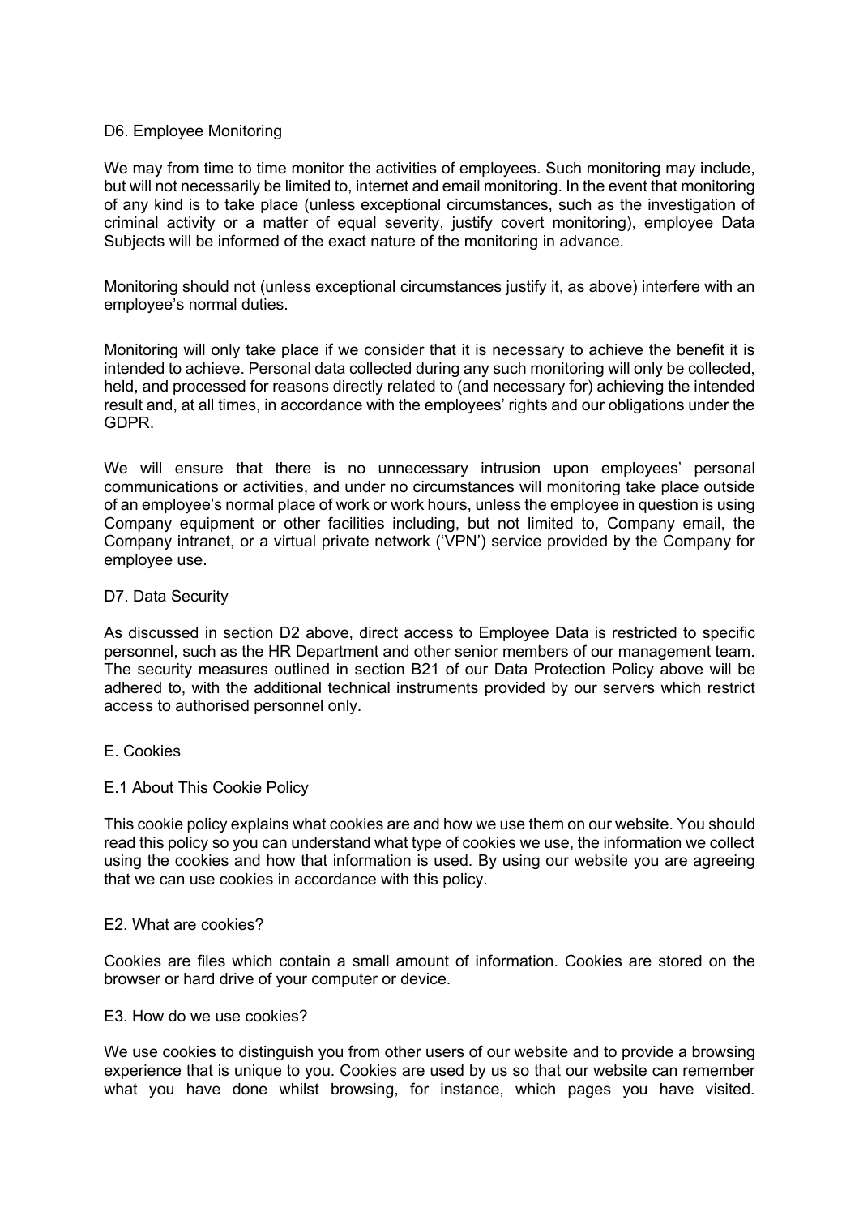### D6. Employee Monitoring

We may from time to time monitor the activities of employees. Such monitoring may include, but will not necessarily be limited to, internet and email monitoring. In the event that monitoring of any kind is to take place (unless exceptional circumstances, such as the investigation of criminal activity or a matter of equal severity, justify covert monitoring), employee Data Subjects will be informed of the exact nature of the monitoring in advance.

Monitoring should not (unless exceptional circumstances justify it, as above) interfere with an employee's normal duties.

Monitoring will only take place if we consider that it is necessary to achieve the benefit it is intended to achieve. Personal data collected during any such monitoring will only be collected, held, and processed for reasons directly related to (and necessary for) achieving the intended result and, at all times, in accordance with the employees' rights and our obligations under the GDPR.

We will ensure that there is no unnecessary intrusion upon employees' personal communications or activities, and under no circumstances will monitoring take place outside of an employee's normal place of work or work hours, unless the employee in question is using Company equipment or other facilities including, but not limited to, Company email, the Company intranet, or a virtual private network ('VPN') service provided by the Company for employee use.

### D7. Data Security

As discussed in section D2 above, direct access to Employee Data is restricted to specific personnel, such as the HR Department and other senior members of our management team. The security measures outlined in section B21 of our Data Protection Policy above will be adhered to, with the additional technical instruments provided by our servers which restrict access to authorised personnel only.

## E. Cookies

### E.1 About This Cookie Policy

This cookie policy explains what cookies are and how we use them on our website. You should read this policy so you can understand what type of cookies we use, the information we collect using the cookies and how that information is used. By using our website you are agreeing that we can use cookies in accordance with this policy.

### E2. What are cookies?

Cookies are files which contain a small amount of information. Cookies are stored on the browser or hard drive of your computer or device.

### E3. How do we use cookies?

We use cookies to distinguish you from other users of our website and to provide a browsing experience that is unique to you. Cookies are used by us so that our website can remember what you have done whilst browsing, for instance, which pages you have visited.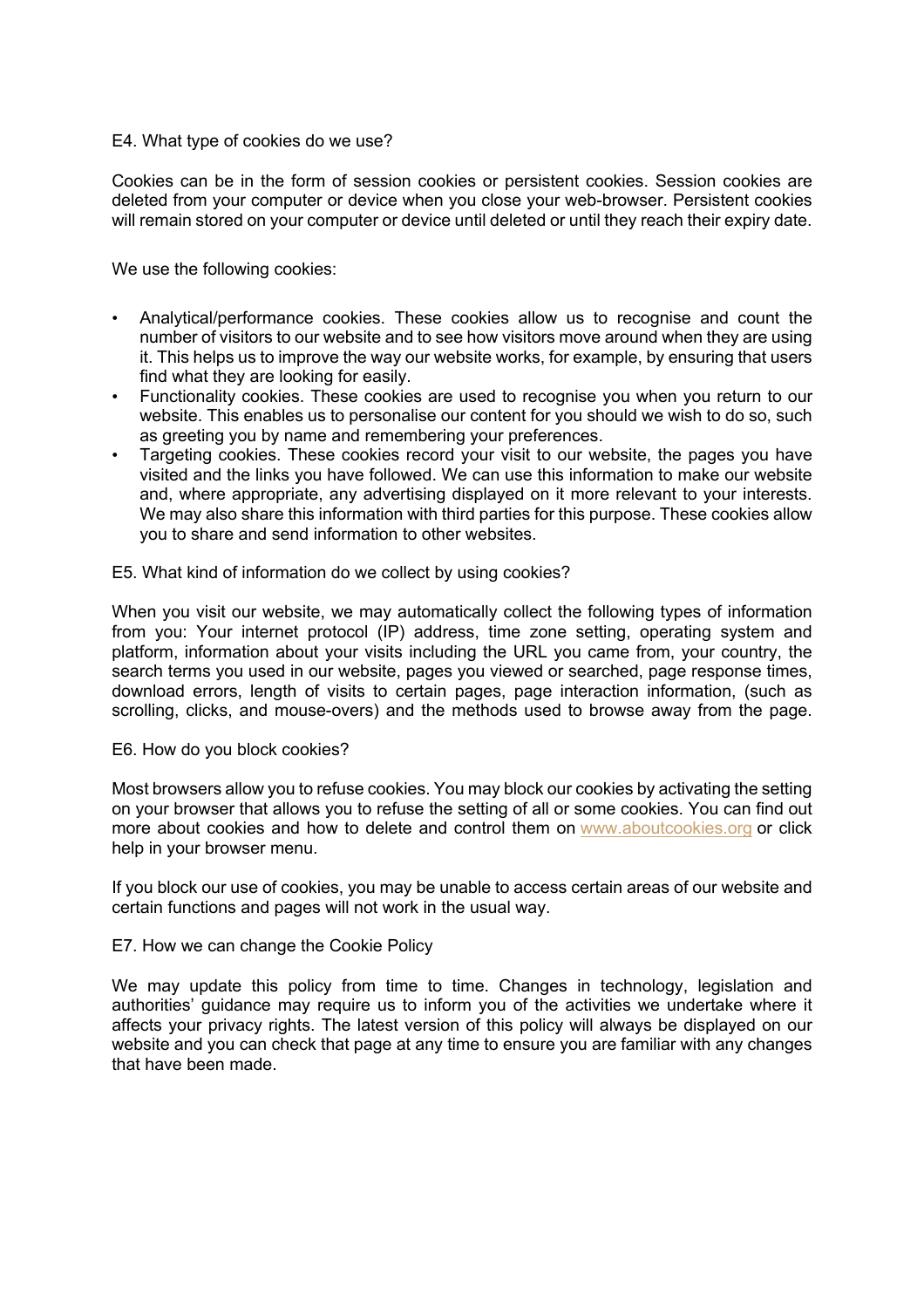### E4. What type of cookies do we use?

Cookies can be in the form of session cookies or persistent cookies. Session cookies are deleted from your computer or device when you close your web-browser. Persistent cookies will remain stored on your computer or device until deleted or until they reach their expiry date.

We use the following cookies:

- Analytical/performance cookies. These cookies allow us to recognise and count the number of visitors to our website and to see how visitors move around when they are using it. This helps us to improve the way our website works, for example, by ensuring that users find what they are looking for easily.
- Functionality cookies. These cookies are used to recognise you when you return to our website. This enables us to personalise our content for you should we wish to do so, such as greeting you by name and remembering your preferences.
- Targeting cookies. These cookies record your visit to our website, the pages you have visited and the links you have followed. We can use this information to make our website and, where appropriate, any advertising displayed on it more relevant to your interests. We may also share this information with third parties for this purpose. These cookies allow you to share and send information to other websites.

### E5. What kind of information do we collect by using cookies?

When you visit our website, we may automatically collect the following types of information from you: Your internet protocol (IP) address, time zone setting, operating system and platform, information about your visits including the URL you came from, your country, the search terms you used in our website, pages you viewed or searched, page response times, download errors, length of visits to certain pages, page interaction information, (such as scrolling, clicks, and mouse-overs) and the methods used to browse away from the page.

### E6. How do you block cookies?

Most browsers allow you to refuse cookies. You may block our cookies by activating the setting on your browser that allows you to refuse the setting of all or some cookies. You can find out more about cookies and how to delete and control them on [www.aboutcookies.org](http://www.aboutcookies.org) or click help in your browser menu.

If you block our use of cookies, you may be unable to access certain areas of our website and certain functions and pages will not work in the usual way.

### E7. How we can change the Cookie Policy

We may update this policy from time to time. Changes in technology, legislation and authorities' guidance may require us to inform you of the activities we undertake where it affects your privacy rights. The latest version of this policy will always be displayed on our website and you can check that page at any time to ensure you are familiar with any changes that have been made.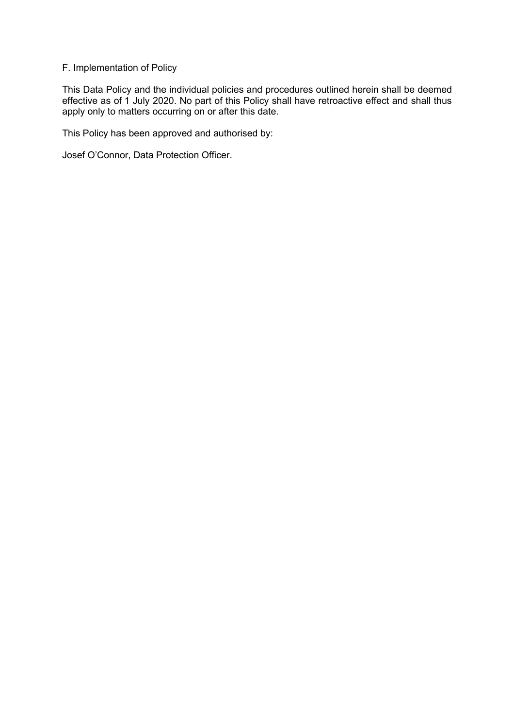## F. Implementation of Policy

This Data Policy and the individual policies and procedures outlined herein shall be deemed effective as of 1 July 2020. No part of this Policy shall have retroactive effect and shall thus apply only to matters occurring on or after this date.

This Policy has been approved and authorised by:

Josef O'Connor, Data Protection Officer.